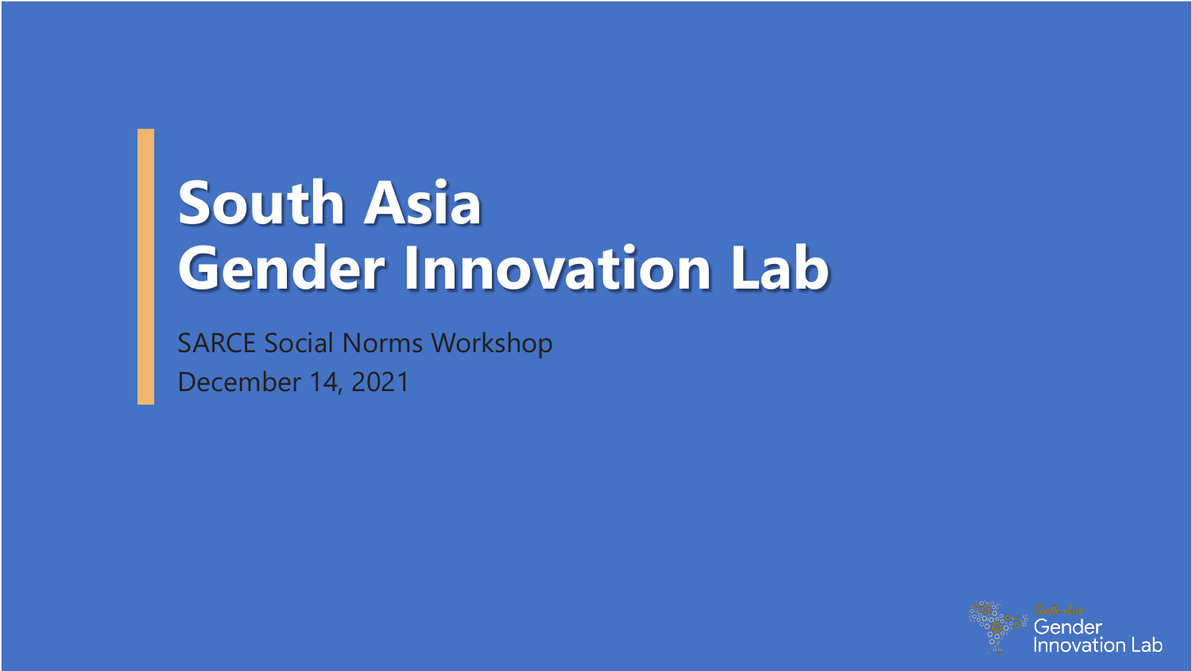# South Asia Gender Innovation Lab

SARCE Social Norms Workshop

December 14, 2021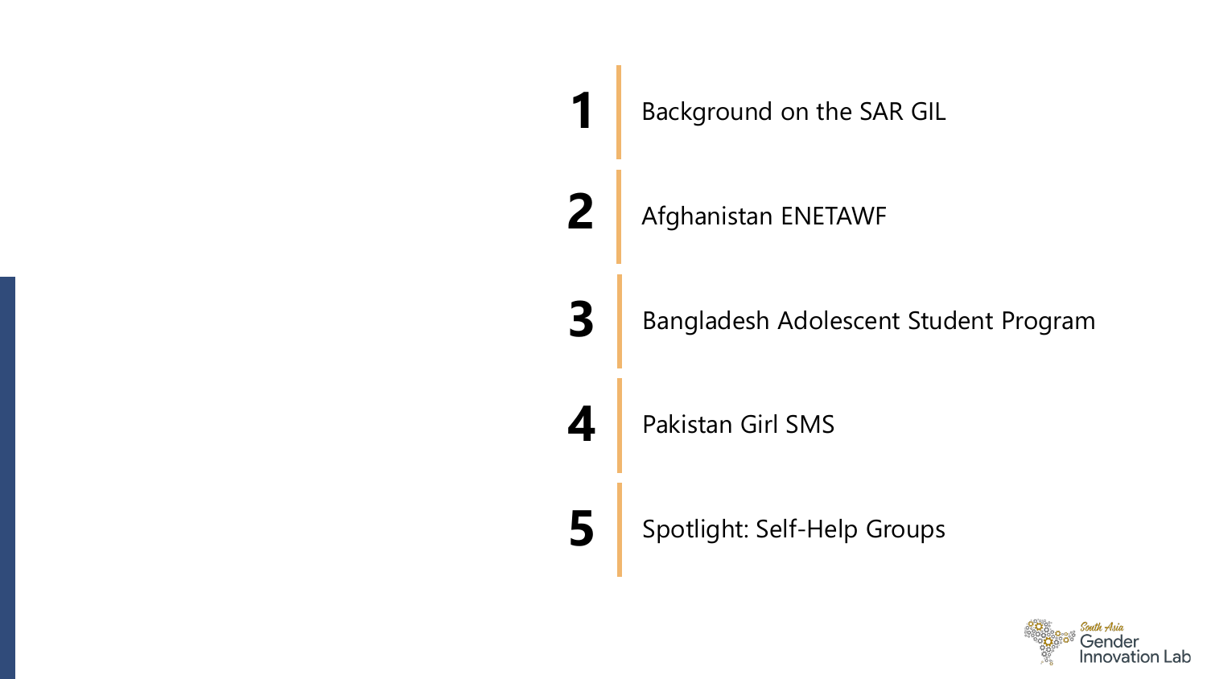1. Background on the SAR GIL
2. Afghanistan ENETAWF
3. Bangladesh Adolescent Student Program
4. Pakistan Girl SMS
5. Spotlight: Self-Help Groups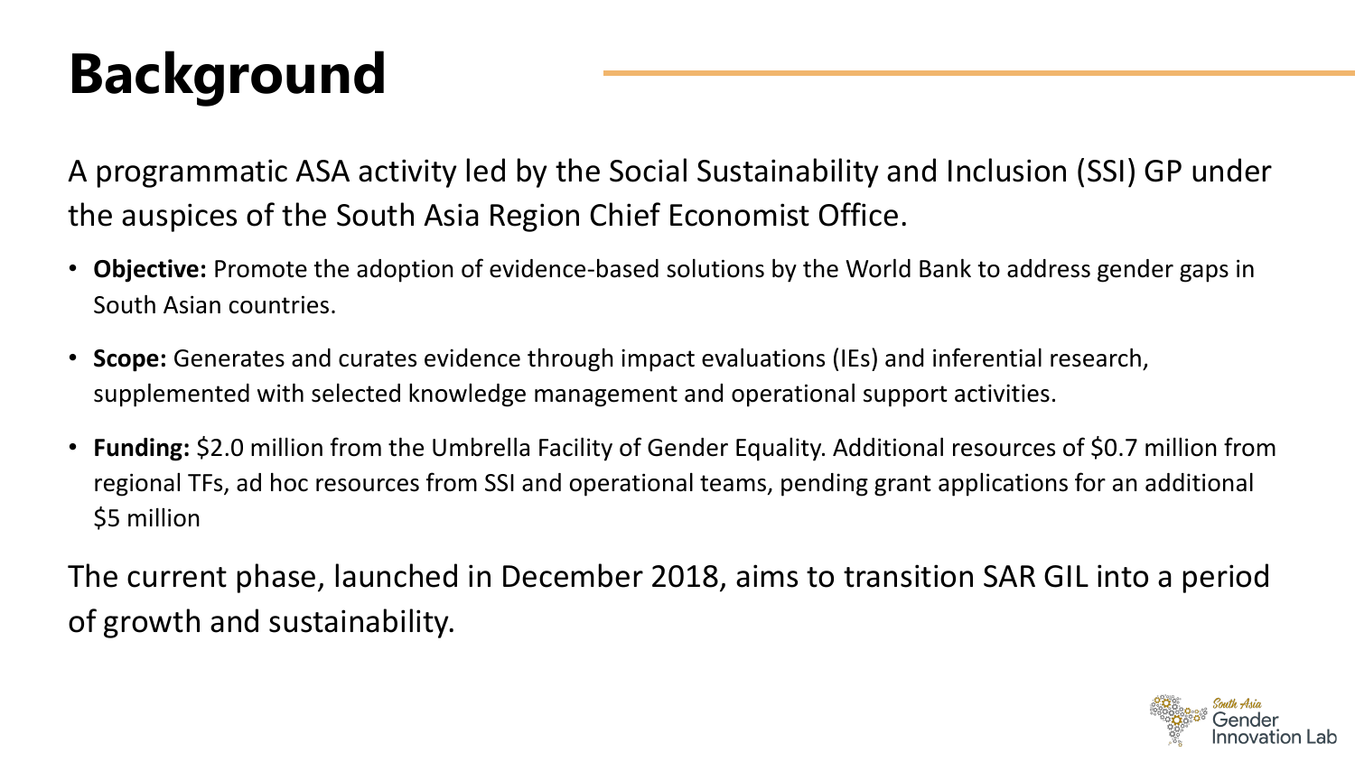# Background

A programmatic ASA activity led by the Social Sustainability and Inclusion (SSI) GP under the auspices of the South Asia Region Chief Economist Office.

- **Objective:** Promote the adoption of evidence-based solutions by the World Bank to address gender gaps in South Asian countries.
- **Scope:** Generates and curates evidence through impact evaluations (IEs) and inferential research, supplemented with selected knowledge management and operational support activities.
- **Funding:** $2.0 million from the Umbrella Facility of Gender Equality. Additional resources of $0.7 million from regional TFs, ad hoc resources from SSI and operational teams, pending grant applications for an additional $5 million

The current phase, launched in December 2018, aims to transition SAR GIL into a period of growth and sustainability.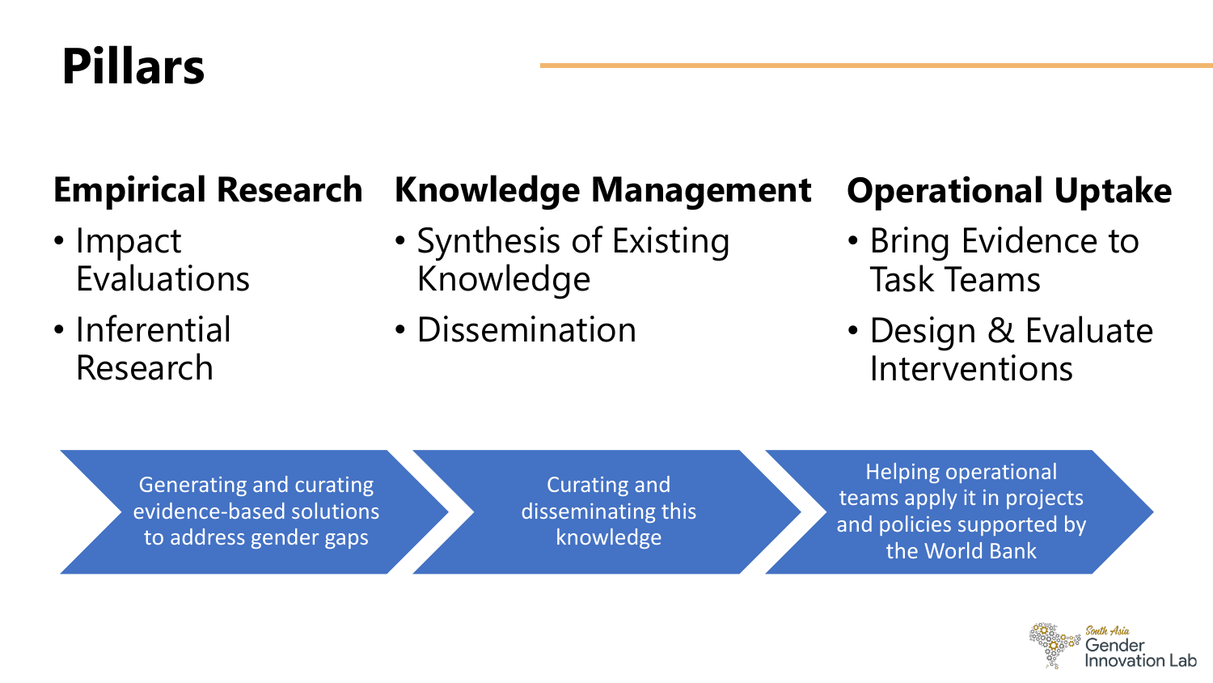# Pillars

## Empirical Research

- Impact Evaluations
- Inferential Research

## Knowledge Management

- Synthesis of Existing Knowledge
- Dissemination

## Operational Uptake

- Bring Evidence to Task Teams
- Design & Evaluate Interventions

Generating and curating evidence-based solutions to address gender gaps → Curating and disseminating this knowledge → Helping operational teams apply it in projects and policies supported by the World Bank

South Asia Gender Innovation Lab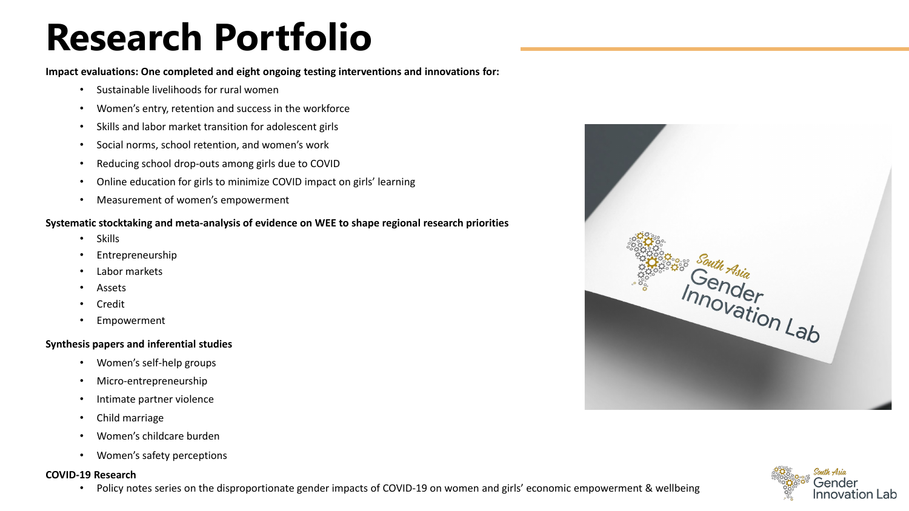# Research Portfolio

**Impact evaluations: One completed and eight ongoing testing interventions and innovations for:**

- Sustainable livelihoods for rural women
- Women's entry, retention and success in the workforce
- Skills and labor market transition for adolescent girls
- Social norms, school retention, and women's work
- Reducing school drop-outs among girls due to COVID
- Online education for girls to minimize COVID impact on girls' learning
- Measurement of women's empowerment

**Systematic stocktaking and meta-analysis of evidence on WEE to shape regional research priorities**

- Skills
- Entrepreneurship
- Labor markets
- Assets
- Credit
- Empowerment

**Synthesis papers and inferential studies**

- Women's self-help groups
- Micro-entrepreneurship
- Intimate partner violence
- Child marriage
- Women's childcare burden
- Women's safety perceptions

**COVID-19 Research**

- Policy notes series on the disproportionate gender impacts of COVID-19 on women and girls' economic empowerment & wellbeing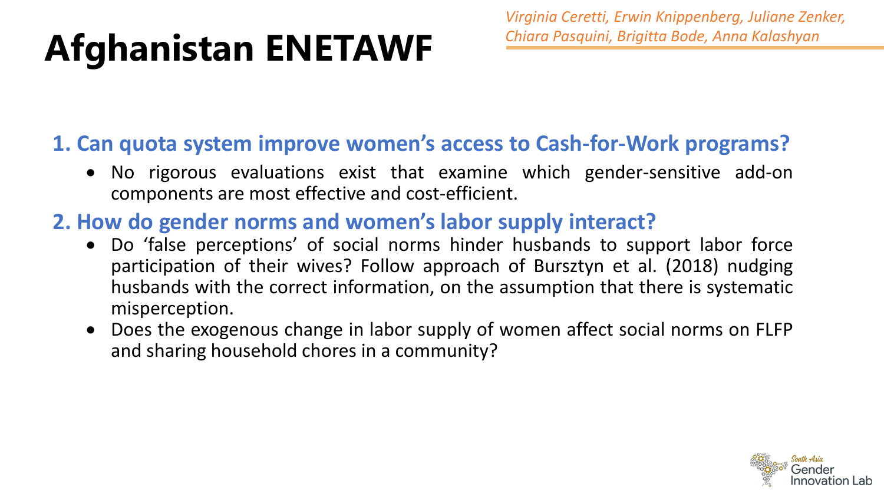# Afghanistan ENETAWF

*Virginia Ceretti, Erwin Knippenberg, Juliane Zenker, Chiara Pasquini, Brigitta Bode, Anna Kalashyan*

## 1. Can quota system improve women's access to Cash-for-Work programs?

- No rigorous evaluations exist that examine which gender-sensitive add-on components are most effective and cost-efficient.

## 2. How do gender norms and women's labor supply interact?

- Do 'false perceptions' of social norms hinder husbands to support labor force participation of their wives? Follow approach of Bursztyn et al. (2018) nudging husbands with the correct information, on the assumption that there is systematic misperception.
- Does the exogenous change in labor supply of women affect social norms on FLFP and sharing household chores in a community?

South Asia Gender Innovation Lab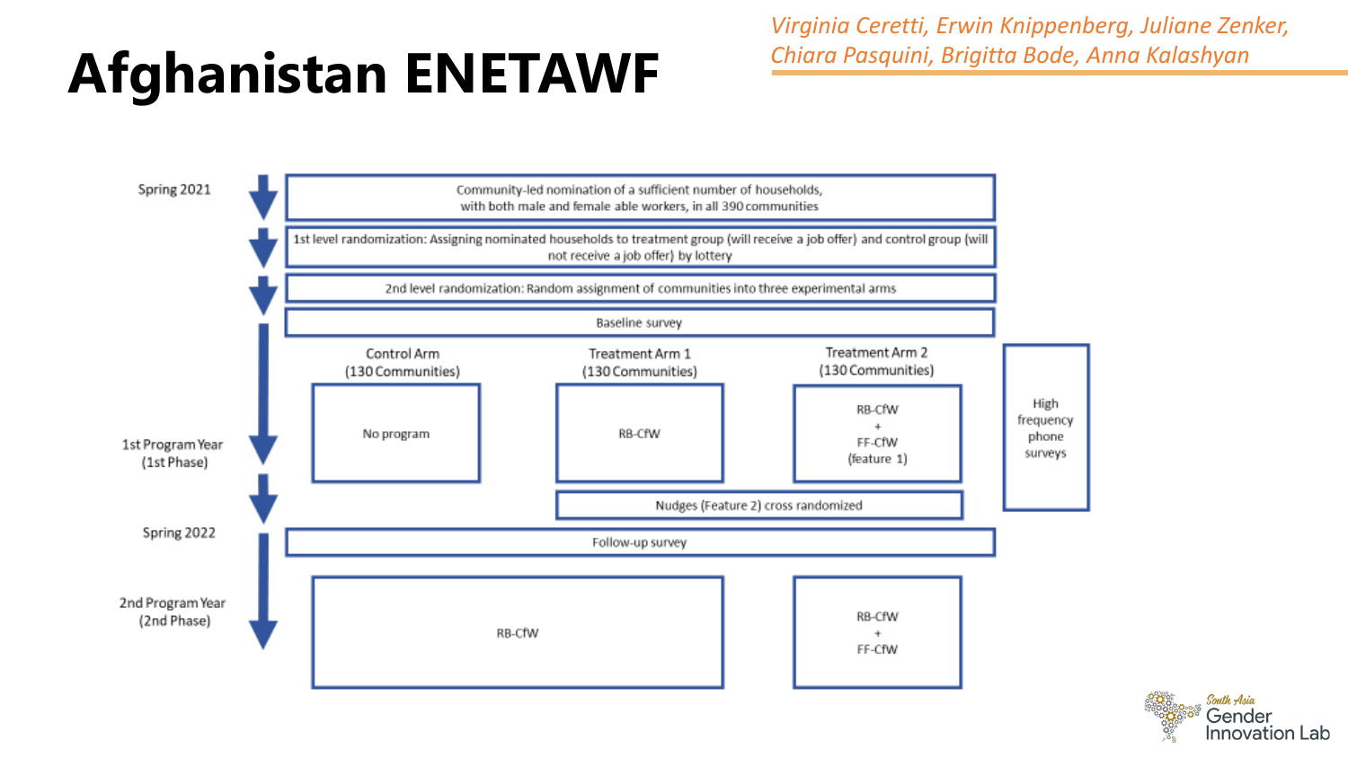# Afghanistan ENETAWF

*Virginia Ceretti, Erwin Knippenberg, Juliane Zenker, Chiara Pasquini, Brigitta Bode, Anna Kalashyan*

Spring 2021

Community-led nomination of a sufficient number of households, with both male and female able workers, in all 390 communities

1st level randomization: Assigning nominated households to treatment group (will receive a job offer) and control group (will not receive a job offer) by lottery

2nd level randomization: Random assignment of communities into three experimental arms

Baseline survey

1st Program Year (1st Phase)

| Control Arm (130 Communities) | Treatment Arm 1 (130 Communities) | Treatment Arm 2 (130 Communities) |
|---|---|---|
| No program | RB-CfW | RB-CfW + FF-CfW (feature 1) |

Nudges (Feature 2) cross randomized

High frequency phone surveys

Spring 2022

Follow-up survey

2nd Program Year (2nd Phase)

| Control Arm and Treatment Arm 1 | Treatment Arm 2 |
|---|---|
| RB-CfW | RB-CfW + FF-CfW |

South Asia Gender Innovation Lab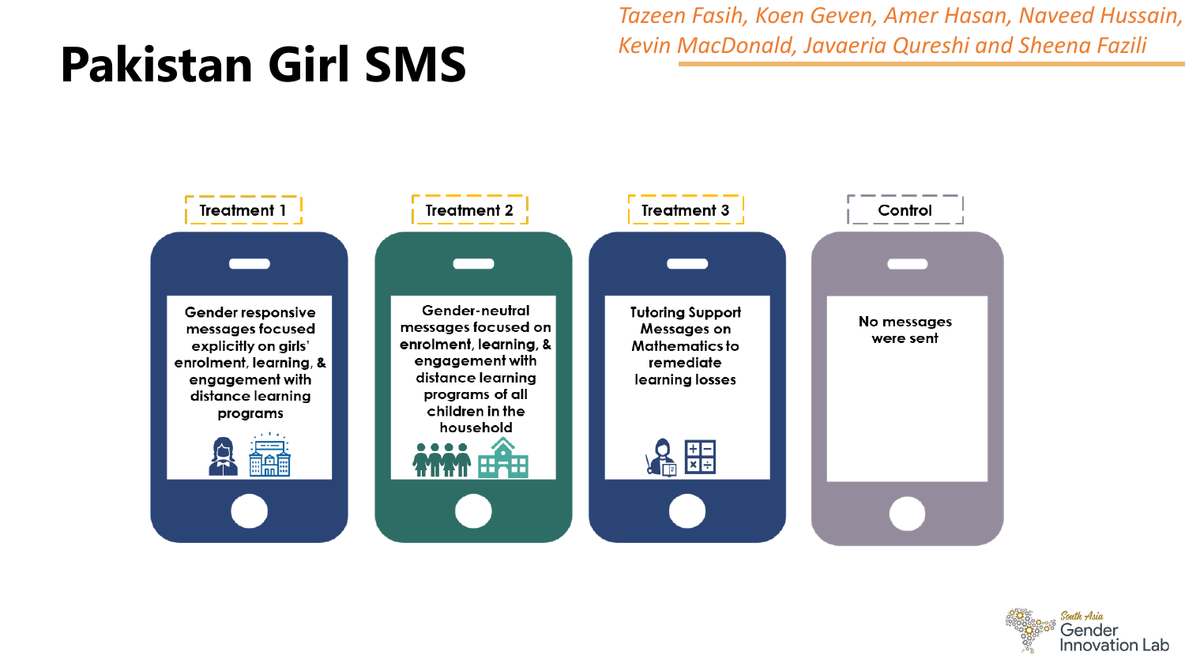# Pakistan Girl SMS

*Tazeen Fasih, Koen Geven, Amer Hasan, Naveed Hussain, Kevin MacDonald, Javaeria Qureshi and Sheena Fazili*

**Treatment 1**

Gender responsive messages focused explicitly on girls' enrolment, learning, & engagement with distance learning programs

**Treatment 2**

Gender-neutral messages focused on enrolment, learning, & engagement with distance learning programs of all children in the household

**Treatment 3**

Tutoring Support Messages on Mathematics to remediate learning losses

**Control**

No messages were sent

South Asia Gender Innovation Lab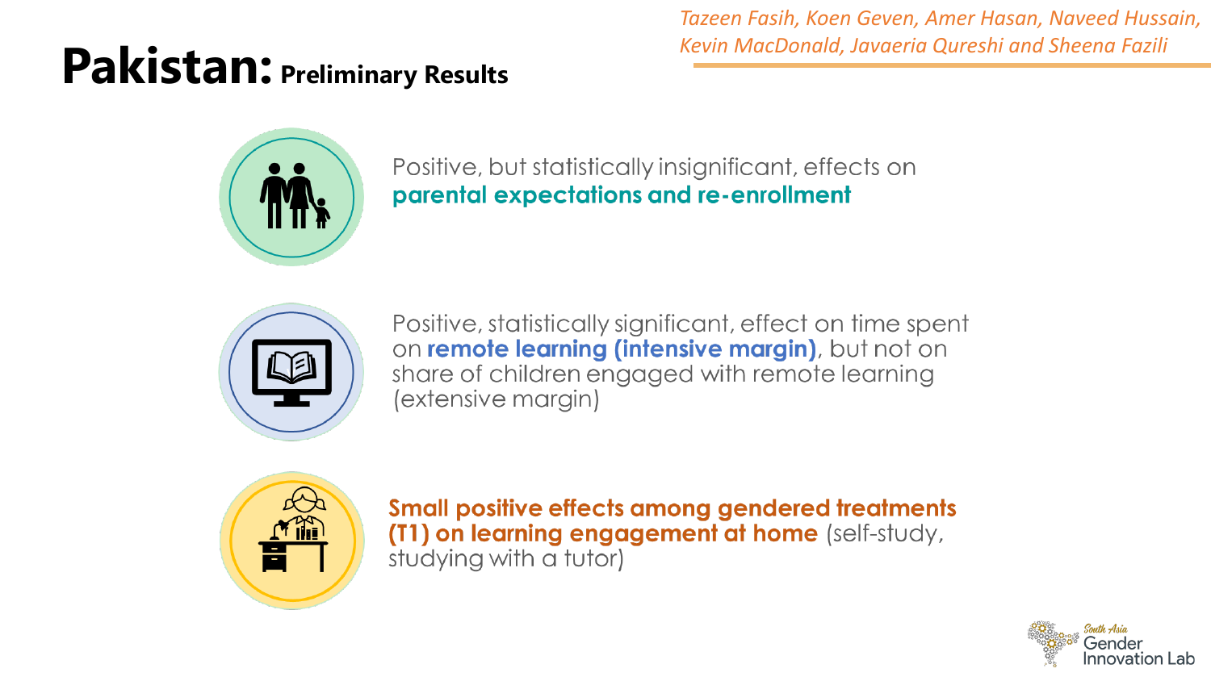# Pakistan: Preliminary Results

*Tazeen Fasih, Koen Geven, Amer Hasan, Naveed Hussain, Kevin MacDonald, Javaeria Qureshi and Sheena Fazili*

Positive, but statistically insignificant, effects on **parental expectations and re-enrollment**

Positive, statistically significant, effect on time spent on **remote learning (intensive margin)**, but not on share of children engaged with remote learning (extensive margin)

**Small positive effects among gendered treatments (T1) on learning engagement at home** (self-study, studying with a tutor)

South Asia Gender Innovation Lab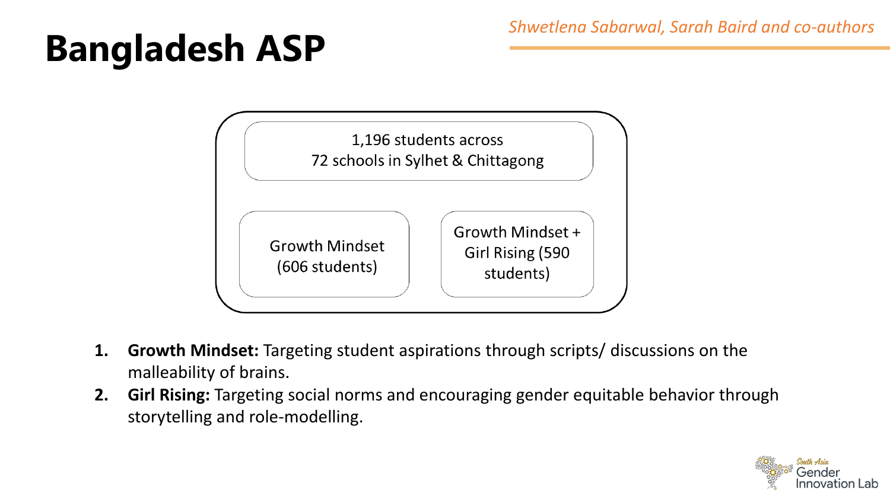# Bangladesh ASP

*Shwetlena Sabarwal, Sarah Baird and co-authors*

1,196 students across 72 schools in Sylhet & Chittagong

- Growth Mindset (606 students)
- Growth Mindset + Girl Rising (590 students)

1. **Growth Mindset:** Targeting student aspirations through scripts/ discussions on the malleability of brains.
2. **Girl Rising:** Targeting social norms and encouraging gender equitable behavior through storytelling and role-modelling.

South Asia Gender Innovation Lab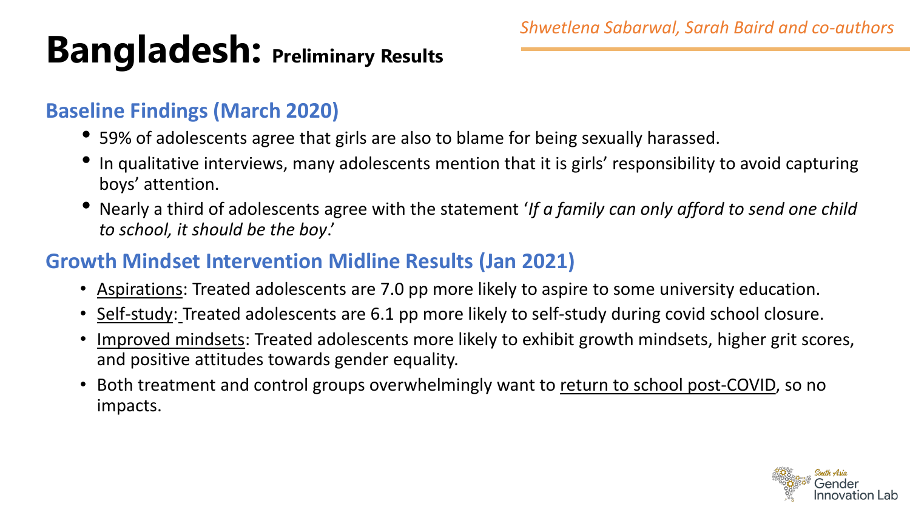# Bangladesh: Preliminary Results

*Shwetlena Sabarwal, Sarah Baird and co-authors*

## Baseline Findings (March 2020)

- 59% of adolescents agree that girls are also to blame for being sexually harassed.
- In qualitative interviews, many adolescents mention that it is girls' responsibility to avoid capturing boys' attention.
- Nearly a third of adolescents agree with the statement '*If a family can only afford to send one child to school, it should be the boy*.'

## Growth Mindset Intervention Midline Results (Jan 2021)

- Aspirations: Treated adolescents are 7.0 pp more likely to aspire to some university education.
- Self-study: Treated adolescents are 6.1 pp more likely to self-study during covid school closure.
- Improved mindsets: Treated adolescents more likely to exhibit growth mindsets, higher grit scores, and positive attitudes towards gender equality.
- Both treatment and control groups overwhelmingly want to return to school post-COVID, so no impacts.

South Asia Gender Innovation Lab